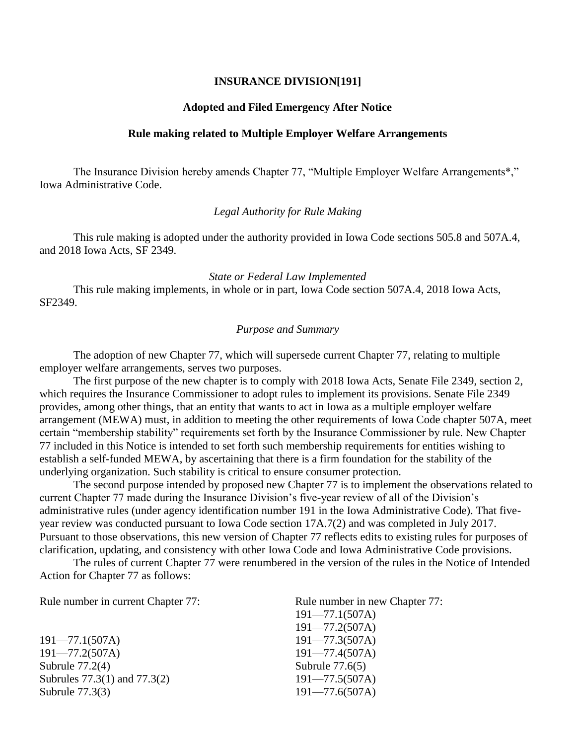**INSURANCE DIVISION[191]**

**Adopted and Filed Emergency After Notice**

**Rule making related to Multiple Employer Welfare Arrangements**

The Insurance Division hereby amends Chapter 77, "Multiple Employer Welfare Arrangements*," Iowa Administrative Code.

*Legal Authority for Rule Making*

This rule making is adopted under the authority provided in Iowa Code sections 505.8 and 507A.4, and 2018 Iowa Acts, SF 2349.

*State or Federal Law Implemented*

This rule making implements, in whole or in part, Iowa Code section 507A.4, 2018 Iowa Acts, SF2349.

*Purpose and Summary*

The adoption of new Chapter 77, which will supersede current Chapter 77, relating to multiple employer welfare arrangements, serves two purposes.

The first purpose of the new chapter is to comply with 2018 Iowa Acts, Senate File 2349, section 2, which requires the Insurance Commissioner to adopt rules to implement its provisions. Senate File 2349 provides, among other things, that an entity that wants to act in Iowa as a multiple employer welfare arrangement (MEWA) must, in addition to meeting the other requirements of Iowa Code chapter 507A, meet certain "membership stability" requirements set forth by the Insurance Commissioner by rule. New Chapter 77 included in this Notice is intended to set forth such membership requirements for entities wishing to establish a self-funded MEWA, by ascertaining that there is a firm foundation for the stability of the underlying organization. Such stability is critical to ensure consumer protection.

The second purpose intended by proposed new Chapter 77 is to implement the observations related to current Chapter 77 made during the Insurance Division's five-year review of all of the Division's administrative rules (under agency identification number 191 in the Iowa Administrative Code). That five-year review was conducted pursuant to Iowa Code section 17A.7(2) and was completed in July 2017. Pursuant to those observations, this new version of Chapter 77 reflects edits to existing rules for purposes of clarification, updating, and consistency with other Iowa Code and Iowa Administrative Code provisions.

The rules of current Chapter 77 were renumbered in the version of the rules in the Notice of Intended Action for Chapter 77 as follows:

| Rule number in current Chapter 77: | Rule number in new Chapter 77: |
|---|---|
| | 191—77.1(507A) |
| | 191—77.2(507A) |
| 191—77.1(507A) | 191—77.3(507A) |
| 191—77.2(507A) | 191—77.4(507A) |
| Subrule 77.2(4) | Subrule 77.6(5) |
| Subrules 77.3(1) and 77.3(2) | 191—77.5(507A) |
| Subrule 77.3(3) | 191—77.6(507A) |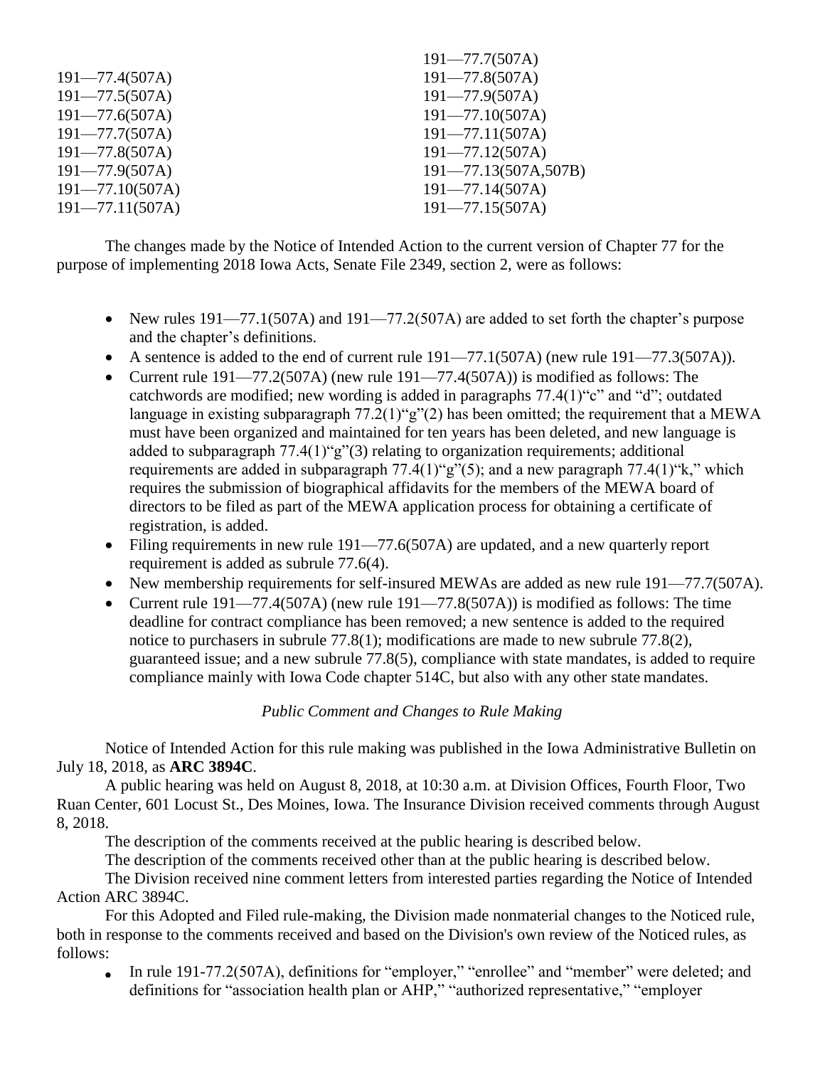| | |
|---|---|
| | 191—77.7(507A) |
| 191—77.4(507A) | 191—77.8(507A) |
| 191—77.5(507A) | 191—77.9(507A) |
| 191—77.6(507A) | 191—77.10(507A) |
| 191—77.7(507A) | 191—77.11(507A) |
| 191—77.8(507A) | 191—77.12(507A) |
| 191—77.9(507A) | 191—77.13(507A,507B) |
| 191—77.10(507A) | 191—77.14(507A) |
| 191—77.11(507A) | 191—77.15(507A) |

The changes made by the Notice of Intended Action to the current version of Chapter 77 for the purpose of implementing 2018 Iowa Acts, Senate File 2349, section 2, were as follows:

- New rules 191—77.1(507A) and 191—77.2(507A) are added to set forth the chapter's purpose and the chapter's definitions.
- A sentence is added to the end of current rule 191—77.1(507A) (new rule 191—77.3(507A)).
- Current rule 191—77.2(507A) (new rule 191—77.4(507A)) is modified as follows: The catchwords are modified; new wording is added in paragraphs 77.4(1)"c" and "d"; outdated language in existing subparagraph 77.2(1)"g"(2) has been omitted; the requirement that a MEWA must have been organized and maintained for ten years has been deleted, and new language is added to subparagraph 77.4(1)"g"(3) relating to organization requirements; additional requirements are added in subparagraph 77.4(1)"g"(5); and a new paragraph 77.4(1)"k," which requires the submission of biographical affidavits for the members of the MEWA board of directors to be filed as part of the MEWA application process for obtaining a certificate of registration, is added.
- Filing requirements in new rule 191—77.6(507A) are updated, and a new quarterly report requirement is added as subrule 77.6(4).
- New membership requirements for self-insured MEWAs are added as new rule 191—77.7(507A).
- Current rule 191—77.4(507A) (new rule 191—77.8(507A)) is modified as follows: The time deadline for contract compliance has been removed; a new sentence is added to the required notice to purchasers in subrule 77.8(1); modifications are made to new subrule 77.8(2), guaranteed issue; and a new subrule 77.8(5), compliance with state mandates, is added to require compliance mainly with Iowa Code chapter 514C, but also with any other state mandates.

*Public Comment and Changes to Rule Making*

Notice of Intended Action for this rule making was published in the Iowa Administrative Bulletin on July 18, 2018, as **ARC 3894C**.

A public hearing was held on August 8, 2018, at 10:30 a.m. at Division Offices, Fourth Floor, Two Ruan Center, 601 Locust St., Des Moines, Iowa. The Insurance Division received comments through August 8, 2018.

The description of the comments received at the public hearing is described below.

The description of the comments received other than at the public hearing is described below.

The Division received nine comment letters from interested parties regarding the Notice of Intended Action ARC 3894C.

For this Adopted and Filed rule-making, the Division made nonmaterial changes to the Noticed rule, both in response to the comments received and based on the Division's own review of the Noticed rules, as follows:

- In rule 191-77.2(507A), definitions for "employer," "enrollee" and "member" were deleted; and definitions for "association health plan or AHP," "authorized representative," "employer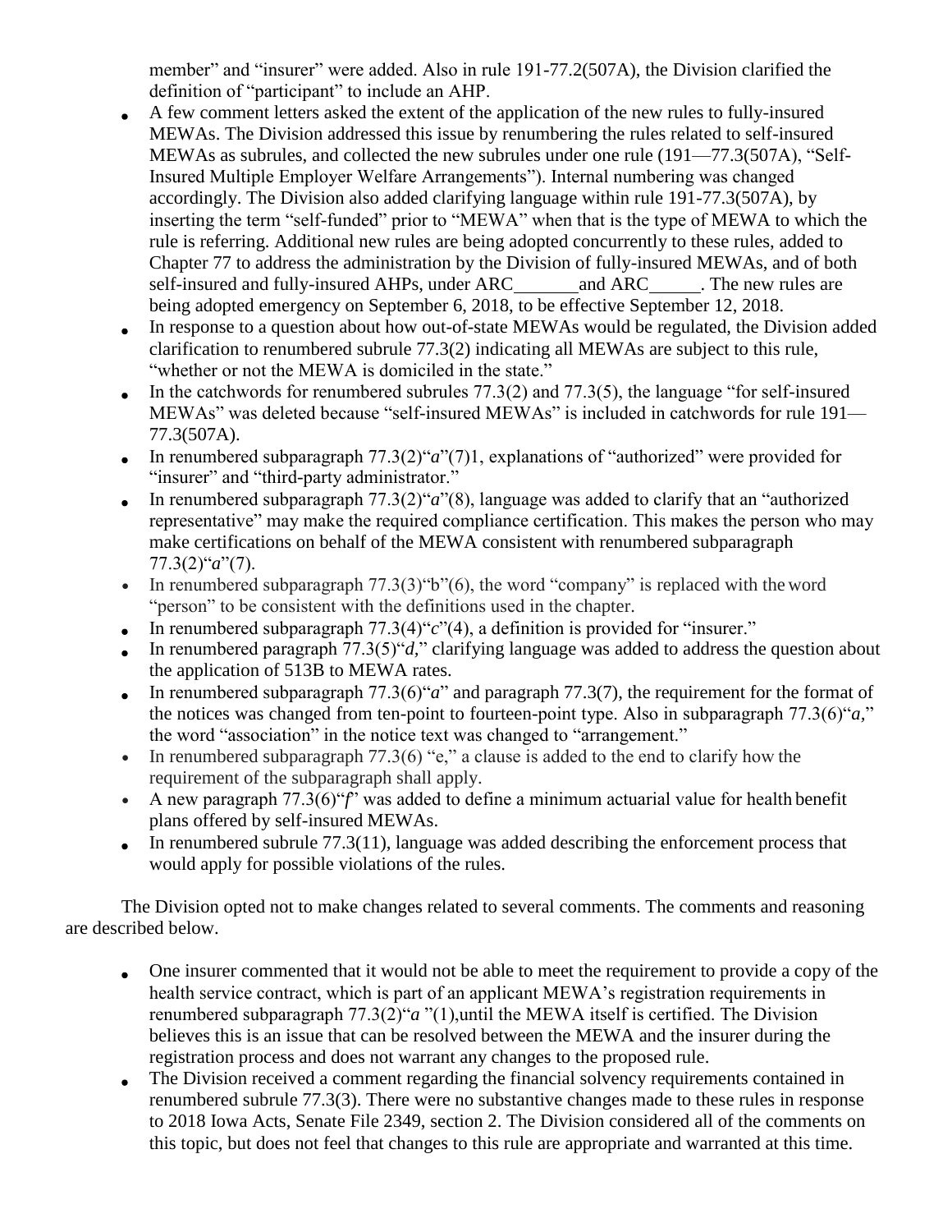member" and "insurer" were added. Also in rule 191-77.2(507A), the Division clarified the definition of "participant" to include an AHP.

- A few comment letters asked the extent of the application of the new rules to fully-insured MEWAs. The Division addressed this issue by renumbering the rules related to self-insured MEWAs as subrules, and collected the new subrules under one rule (191—77.3(507A), "Self-Insured Multiple Employer Welfare Arrangements"). Internal numbering was changed accordingly. The Division also added clarifying language within rule 191-77.3(507A), by inserting the term "self-funded" prior to "MEWA" when that is the type of MEWA to which the rule is referring. Additional new rules are being adopted concurrently to these rules, added to Chapter 77 to address the administration by the Division of fully-insured MEWAs, and of both self-insured and fully-insured AHPs, under ARC_______ and ARC_____. The new rules are being adopted emergency on September 6, 2018, to be effective September 12, 2018.
- In response to a question about how out-of-state MEWAs would be regulated, the Division added clarification to renumbered subrule 77.3(2) indicating all MEWAs are subject to this rule, "whether or not the MEWA is domiciled in the state."
- In the catchwords for renumbered subrules 77.3(2) and 77.3(5), the language "for self-insured MEWAs" was deleted because "self-insured MEWAs" is included in catchwords for rule 191—77.3(507A).
- In renumbered subparagraph 77.3(2)"*a*"(7)1, explanations of "authorized" were provided for "insurer" and "third-party administrator."
- In renumbered subparagraph 77.3(2)"*a*"(8), language was added to clarify that an "authorized representative" may make the required compliance certification. This makes the person who may make certifications on behalf of the MEWA consistent with renumbered subparagraph 77.3(2)"*a*"(7).
- In renumbered subparagraph 77.3(3)"b"(6), the word "company" is replaced with the word "person" to be consistent with the definitions used in the chapter.
- In renumbered subparagraph 77.3(4)"*c*"(4), a definition is provided for "insurer."
- In renumbered paragraph 77.3(5)"*d*," clarifying language was added to address the question about the application of 513B to MEWA rates.
- In renumbered subparagraph 77.3(6)"*a*" and paragraph 77.3(7), the requirement for the format of the notices was changed from ten-point to fourteen-point type. Also in subparagraph 77.3(6)"*a*," the word "association" in the notice text was changed to "arrangement."
- In renumbered subparagraph 77.3(6) "e," a clause is added to the end to clarify how the requirement of the subparagraph shall apply.
- A new paragraph 77.3(6)"*f*" was added to define a minimum actuarial value for health benefit plans offered by self-insured MEWAs.
- In renumbered subrule 77.3(11), language was added describing the enforcement process that would apply for possible violations of the rules.

The Division opted not to make changes related to several comments. The comments and reasoning are described below.

- One insurer commented that it would not be able to meet the requirement to provide a copy of the health service contract, which is part of an applicant MEWA's registration requirements in renumbered subparagraph 77.3(2)"*a* "(1),until the MEWA itself is certified. The Division believes this is an issue that can be resolved between the MEWA and the insurer during the registration process and does not warrant any changes to the proposed rule.
- The Division received a comment regarding the financial solvency requirements contained in renumbered subrule 77.3(3). There were no substantive changes made to these rules in response to 2018 Iowa Acts, Senate File 2349, section 2. The Division considered all of the comments on this topic, but does not feel that changes to this rule are appropriate and warranted at this time.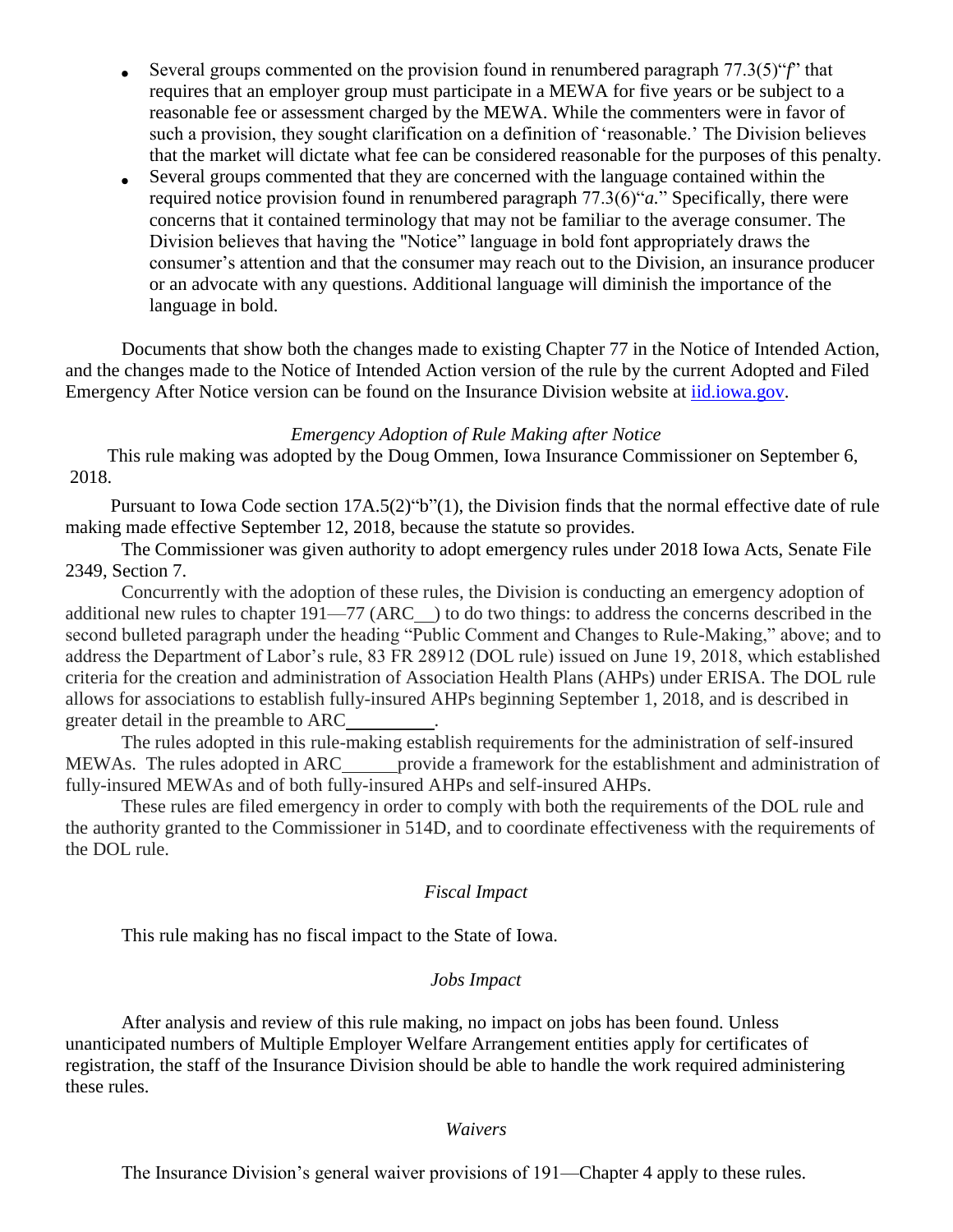- Several groups commented on the provision found in renumbered paragraph 77.3(5)"*f*" that requires that an employer group must participate in a MEWA for five years or be subject to a reasonable fee or assessment charged by the MEWA. While the commenters were in favor of such a provision, they sought clarification on a definition of 'reasonable.' The Division believes that the market will dictate what fee can be considered reasonable for the purposes of this penalty.
- Several groups commented that they are concerned with the language contained within the required notice provision found in renumbered paragraph 77.3(6)"*a*." Specifically, there were concerns that it contained terminology that may not be familiar to the average consumer. The Division believes that having the "Notice" language in bold font appropriately draws the consumer's attention and that the consumer may reach out to the Division, an insurance producer or an advocate with any questions. Additional language will diminish the importance of the language in bold.

Documents that show both the changes made to existing Chapter 77 in the Notice of Intended Action, and the changes made to the Notice of Intended Action version of the rule by the current Adopted and Filed Emergency After Notice version can be found on the Insurance Division website at [iid.iowa.gov](iid.iowa.gov).

*Emergency Adoption of Rule Making after Notice*

This rule making was adopted by the Doug Ommen, Iowa Insurance Commissioner on September 6, 2018.

Pursuant to Iowa Code section 17A.5(2)"b"(1), the Division finds that the normal effective date of rule making made effective September 12, 2018, because the statute so provides.

The Commissioner was given authority to adopt emergency rules under 2018 Iowa Acts, Senate File 2349, Section 7.

Concurrently with the adoption of these rules, the Division is conducting an emergency adoption of additional new rules to chapter 191—77 (ARC__) to do two things: to address the concerns described in the second bulleted paragraph under the heading "Public Comment and Changes to Rule-Making," above; and to address the Department of Labor's rule, 83 FR 28912 (DOL rule) issued on June 19, 2018, which established criteria for the creation and administration of Association Health Plans (AHPs) under ERISA. The DOL rule allows for associations to establish fully-insured AHPs beginning September 1, 2018, and is described in greater detail in the preamble to ARC__________.

The rules adopted in this rule-making establish requirements for the administration of self-insured MEWAs. The rules adopted in ARC______provide a framework for the establishment and administration of fully-insured MEWAs and of both fully-insured AHPs and self-insured AHPs.

These rules are filed emergency in order to comply with both the requirements of the DOL rule and the authority granted to the Commissioner in 514D, and to coordinate effectiveness with the requirements of the DOL rule.

*Fiscal Impact*

This rule making has no fiscal impact to the State of Iowa.

*Jobs Impact*

After analysis and review of this rule making, no impact on jobs has been found. Unless unanticipated numbers of Multiple Employer Welfare Arrangement entities apply for certificates of registration, the staff of the Insurance Division should be able to handle the work required administering these rules.

*Waivers*

The Insurance Division's general waiver provisions of 191—Chapter 4 apply to these rules.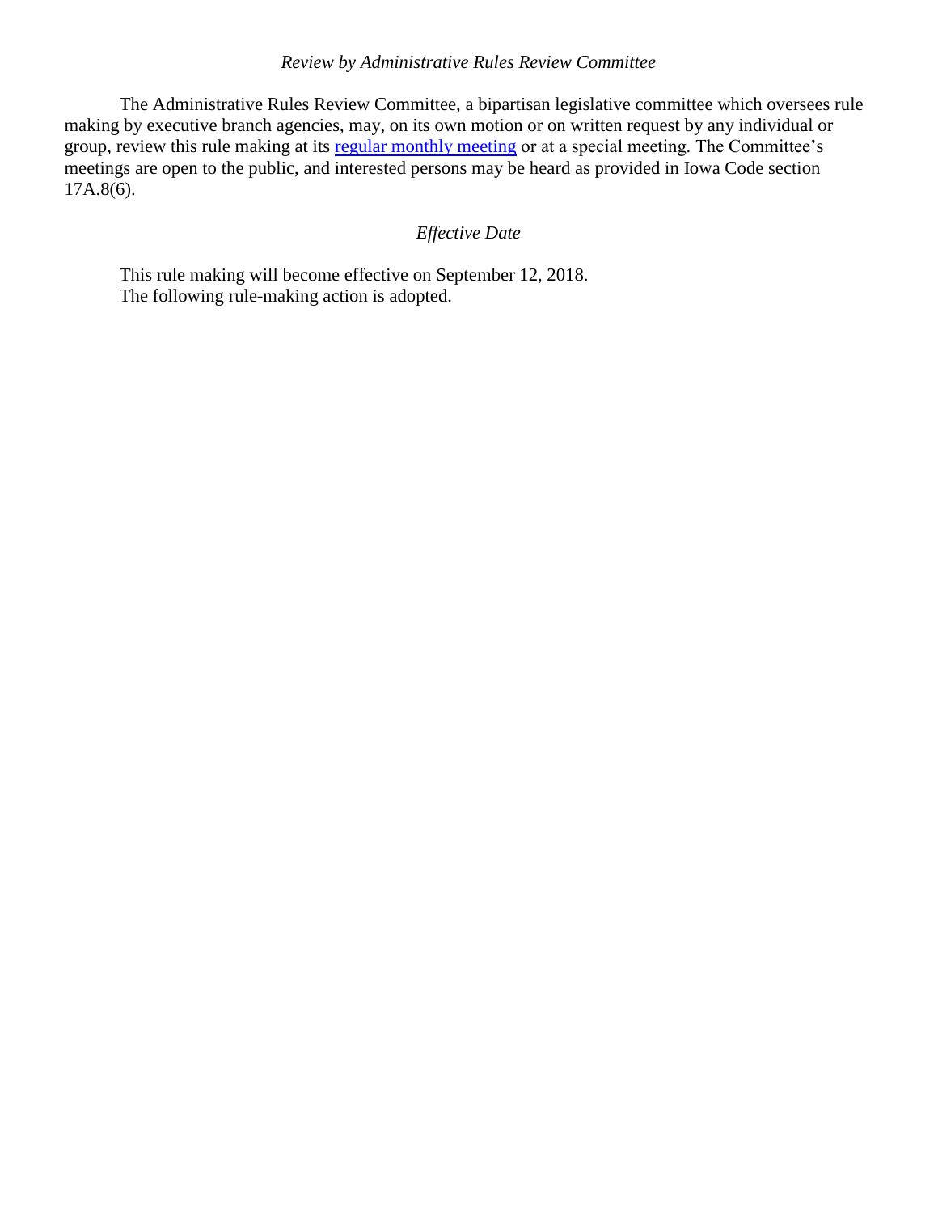*Review by Administrative Rules Review Committee*

The Administrative Rules Review Committee, a bipartisan legislative committee which oversees rule making by executive branch agencies, may, on its own motion or on written request by any individual or group, review this rule making at its regular monthly meeting or at a special meeting. The Committee's meetings are open to the public, and interested persons may be heard as provided in Iowa Code section 17A.8(6).

*Effective Date*

This rule making will become effective on September 12, 2018.

The following rule-making action is adopted.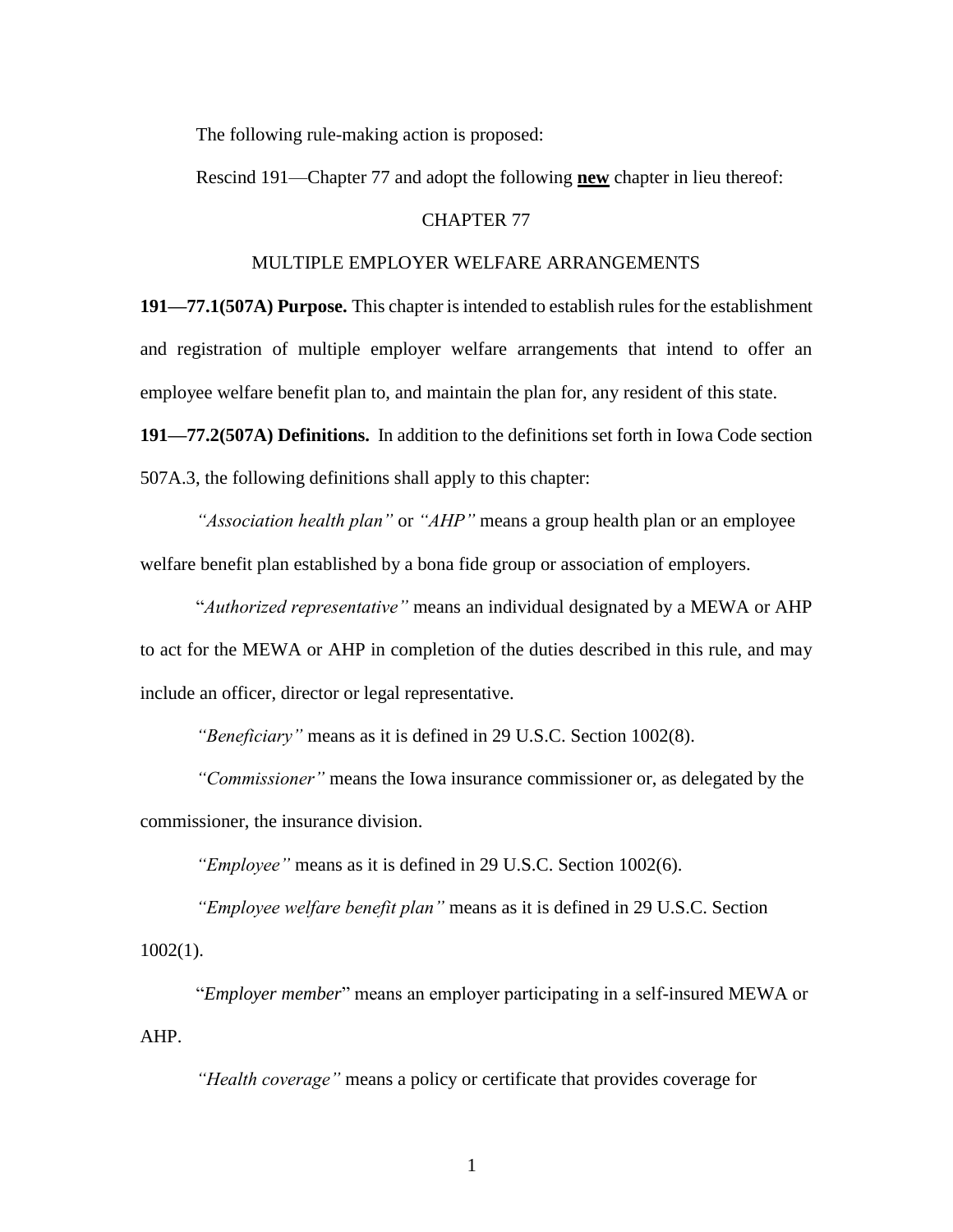The following rule-making action is proposed:

Rescind 191—Chapter 77 and adopt the following **new** chapter in lieu thereof:

CHAPTER 77

MULTIPLE EMPLOYER WELFARE ARRANGEMENTS

**191—77.1(507A) Purpose.** This chapter is intended to establish rules for the establishment and registration of multiple employer welfare arrangements that intend to offer an employee welfare benefit plan to, and maintain the plan for, any resident of this state.

**191—77.2(507A) Definitions.** In addition to the definitions set forth in Iowa Code section 507A.3, the following definitions shall apply to this chapter:

*"Association health plan"* or *"AHP"* means a group health plan or an employee welfare benefit plan established by a bona fide group or association of employers.

"*Authorized representative"* means an individual designated by a MEWA or AHP to act for the MEWA or AHP in completion of the duties described in this rule, and may include an officer, director or legal representative.

*"Beneficiary"* means as it is defined in 29 U.S.C. Section 1002(8).

*"Commissioner"* means the Iowa insurance commissioner or, as delegated by the commissioner, the insurance division.

*"Employee"* means as it is defined in 29 U.S.C. Section 1002(6).

*"Employee welfare benefit plan"* means as it is defined in 29 U.S.C. Section 1002(1).

"*Employer member*" means an employer participating in a self-insured MEWA or AHP.

*"Health coverage"* means a policy or certificate that provides coverage for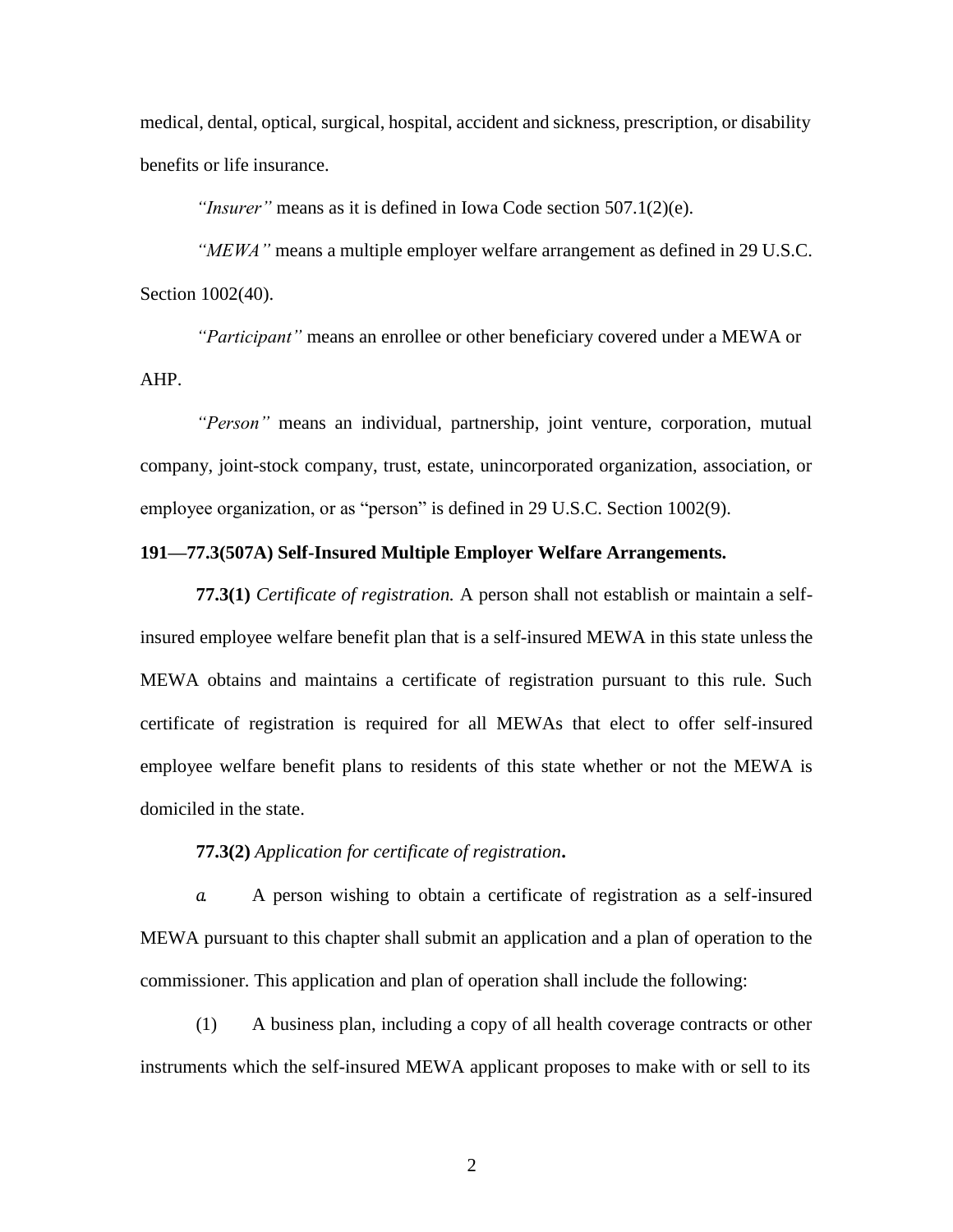medical, dental, optical, surgical, hospital, accident and sickness, prescription, or disability benefits or life insurance.

*"Insurer"* means as it is defined in Iowa Code section 507.1(2)(e).

*"MEWA"* means a multiple employer welfare arrangement as defined in 29 U.S.C. Section 1002(40).

*"Participant"* means an enrollee or other beneficiary covered under a MEWA or AHP.

*"Person"* means an individual, partnership, joint venture, corporation, mutual company, joint-stock company, trust, estate, unincorporated organization, association, or employee organization, or as "person" is defined in 29 U.S.C. Section 1002(9).

**191—77.3(507A) Self-Insured Multiple Employer Welfare Arrangements.**

**77.3(1)** *Certificate of registration.* A person shall not establish or maintain a self-insured employee welfare benefit plan that is a self-insured MEWA in this state unless the MEWA obtains and maintains a certificate of registration pursuant to this rule. Such certificate of registration is required for all MEWAs that elect to offer self-insured employee welfare benefit plans to residents of this state whether or not the MEWA is domiciled in the state.

**77.3(2)** *Application for certificate of registration***.**

*a.* A person wishing to obtain a certificate of registration as a self-insured MEWA pursuant to this chapter shall submit an application and a plan of operation to the commissioner. This application and plan of operation shall include the following:

(1) A business plan, including a copy of all health coverage contracts or other instruments which the self-insured MEWA applicant proposes to make with or sell to its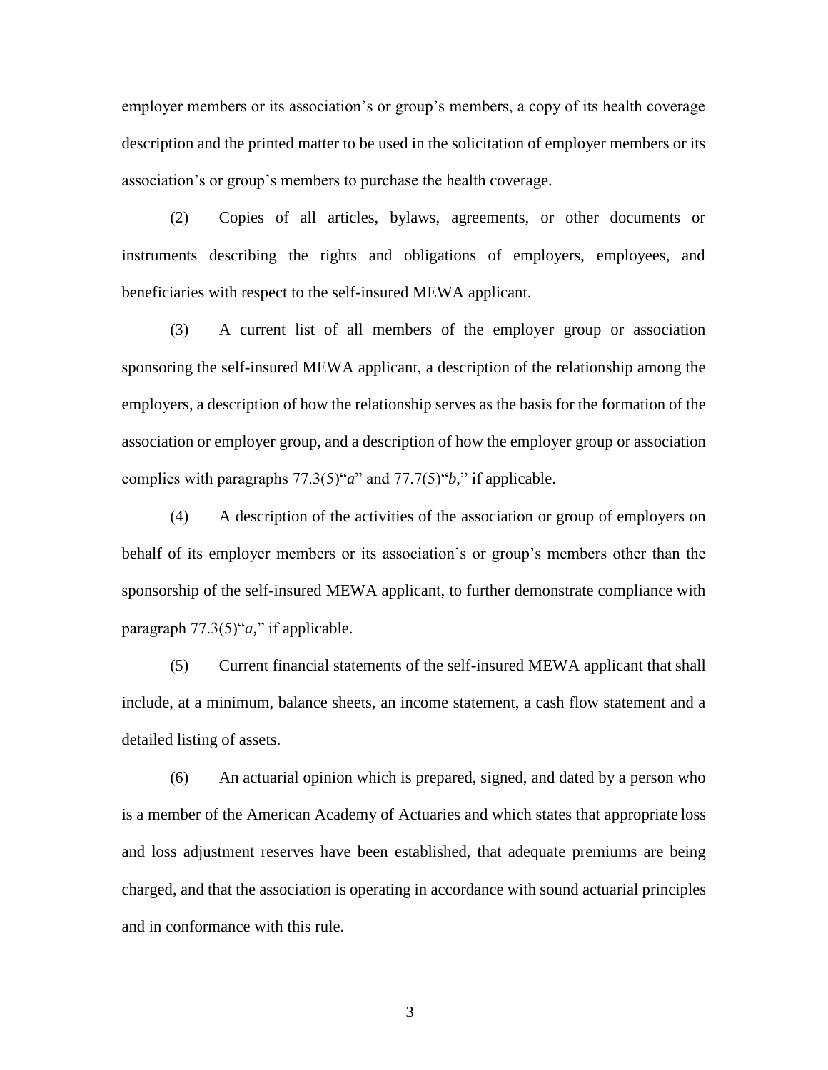employer members or its association's or group's members, a copy of its health coverage description and the printed matter to be used in the solicitation of employer members or its association's or group's members to purchase the health coverage.

(2) Copies of all articles, bylaws, agreements, or other documents or instruments describing the rights and obligations of employers, employees, and beneficiaries with respect to the self-insured MEWA applicant.

(3) A current list of all members of the employer group or association sponsoring the self-insured MEWA applicant, a description of the relationship among the employers, a description of how the relationship serves as the basis for the formation of the association or employer group, and a description of how the employer group or association complies with paragraphs 77.3(5)"*a*" and 77.7(5)"*b*," if applicable.

(4) A description of the activities of the association or group of employers on behalf of its employer members or its association's or group's members other than the sponsorship of the self-insured MEWA applicant, to further demonstrate compliance with paragraph 77.3(5)"*a*," if applicable.

(5) Current financial statements of the self-insured MEWA applicant that shall include, at a minimum, balance sheets, an income statement, a cash flow statement and a detailed listing of assets.

(6) An actuarial opinion which is prepared, signed, and dated by a person who is a member of the American Academy of Actuaries and which states that appropriate loss and loss adjustment reserves have been established, that adequate premiums are being charged, and that the association is operating in accordance with sound actuarial principles and in conformance with this rule.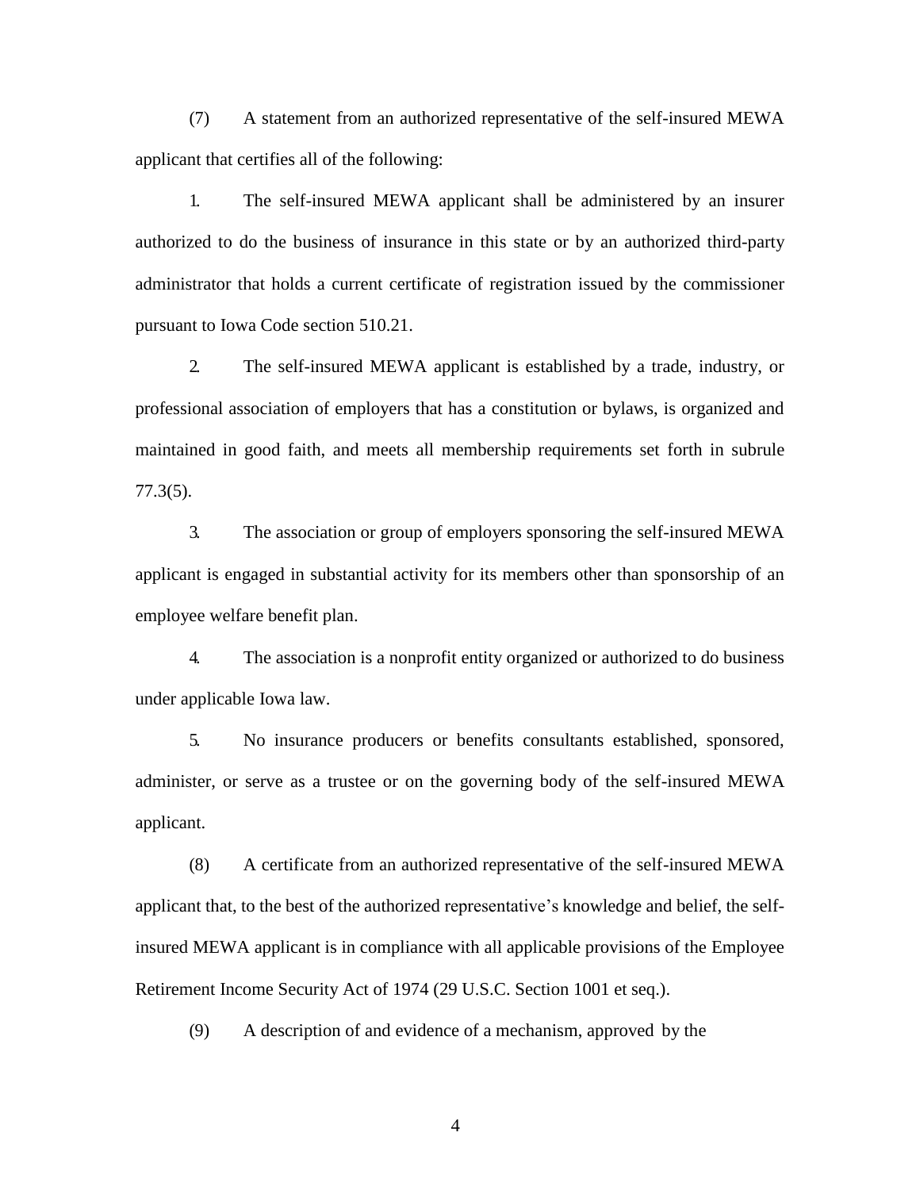(7) A statement from an authorized representative of the self-insured MEWA applicant that certifies all of the following:

1. The self-insured MEWA applicant shall be administered by an insurer authorized to do the business of insurance in this state or by an authorized third-party administrator that holds a current certificate of registration issued by the commissioner pursuant to Iowa Code section 510.21.

2. The self-insured MEWA applicant is established by a trade, industry, or professional association of employers that has a constitution or bylaws, is organized and maintained in good faith, and meets all membership requirements set forth in subrule 77.3(5).

3. The association or group of employers sponsoring the self-insured MEWA applicant is engaged in substantial activity for its members other than sponsorship of an employee welfare benefit plan.

4. The association is a nonprofit entity organized or authorized to do business under applicable Iowa law.

5. No insurance producers or benefits consultants established, sponsored, administer, or serve as a trustee or on the governing body of the self-insured MEWA applicant.

(8) A certificate from an authorized representative of the self-insured MEWA applicant that, to the best of the authorized representative's knowledge and belief, the self-insured MEWA applicant is in compliance with all applicable provisions of the Employee Retirement Income Security Act of 1974 (29 U.S.C. Section 1001 et seq.).

(9) A description of and evidence of a mechanism, approved by the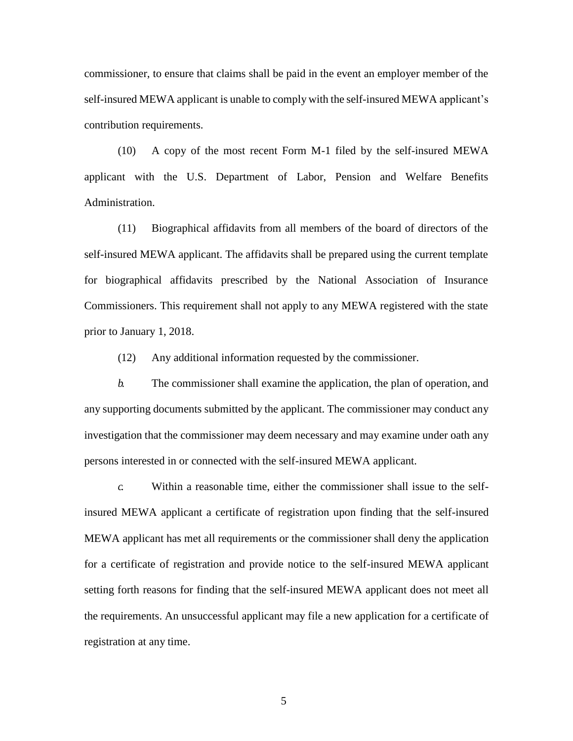commissioner, to ensure that claims shall be paid in the event an employer member of the self-insured MEWA applicant is unable to comply with the self-insured MEWA applicant's contribution requirements.

(10) A copy of the most recent Form M-1 filed by the self-insured MEWA applicant with the U.S. Department of Labor, Pension and Welfare Benefits Administration.

(11) Biographical affidavits from all members of the board of directors of the self-insured MEWA applicant. The affidavits shall be prepared using the current template for biographical affidavits prescribed by the National Association of Insurance Commissioners. This requirement shall not apply to any MEWA registered with the state prior to January 1, 2018.

(12) Any additional information requested by the commissioner.

*b.* The commissioner shall examine the application, the plan of operation, and any supporting documents submitted by the applicant. The commissioner may conduct any investigation that the commissioner may deem necessary and may examine under oath any persons interested in or connected with the self-insured MEWA applicant.

*c.* Within a reasonable time, either the commissioner shall issue to the self-insured MEWA applicant a certificate of registration upon finding that the self-insured MEWA applicant has met all requirements or the commissioner shall deny the application for a certificate of registration and provide notice to the self-insured MEWA applicant setting forth reasons for finding that the self-insured MEWA applicant does not meet all the requirements. An unsuccessful applicant may file a new application for a certificate of registration at any time.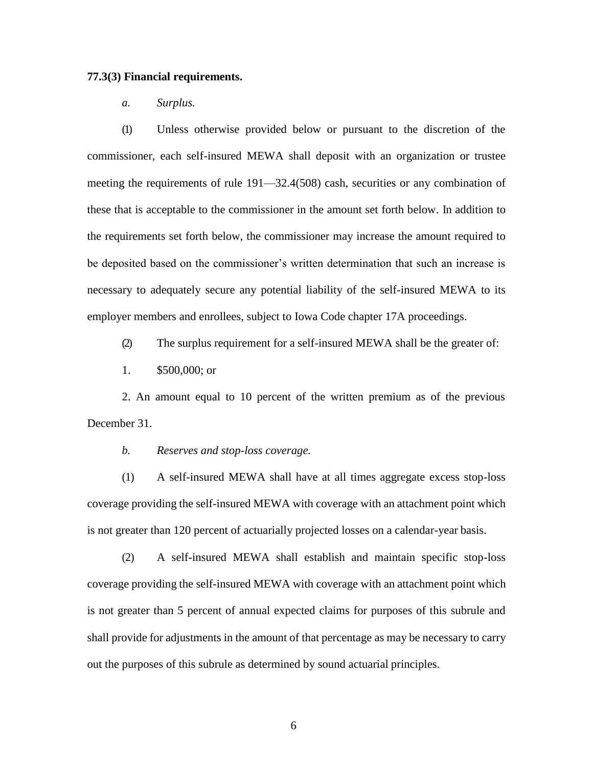**77.3(3) Financial requirements.**

*a. Surplus.*

(1) Unless otherwise provided below or pursuant to the discretion of the commissioner, each self-insured MEWA shall deposit with an organization or trustee meeting the requirements of rule 191—32.4(508) cash, securities or any combination of these that is acceptable to the commissioner in the amount set forth below. In addition to the requirements set forth below, the commissioner may increase the amount required to be deposited based on the commissioner's written determination that such an increase is necessary to adequately secure any potential liability of the self-insured MEWA to its employer members and enrollees, subject to Iowa Code chapter 17A proceedings.

(2) The surplus requirement for a self-insured MEWA shall be the greater of:

1. $500,000; or

2. An amount equal to 10 percent of the written premium as of the previous December 31.

*b. Reserves and stop-loss coverage.*

(1) A self-insured MEWA shall have at all times aggregate excess stop-loss coverage providing the self-insured MEWA with coverage with an attachment point which is not greater than 120 percent of actuarially projected losses on a calendar-year basis.

(2) A self-insured MEWA shall establish and maintain specific stop-loss coverage providing the self-insured MEWA with coverage with an attachment point which is not greater than 5 percent of annual expected claims for purposes of this subrule and shall provide for adjustments in the amount of that percentage as may be necessary to carry out the purposes of this subrule as determined by sound actuarial principles.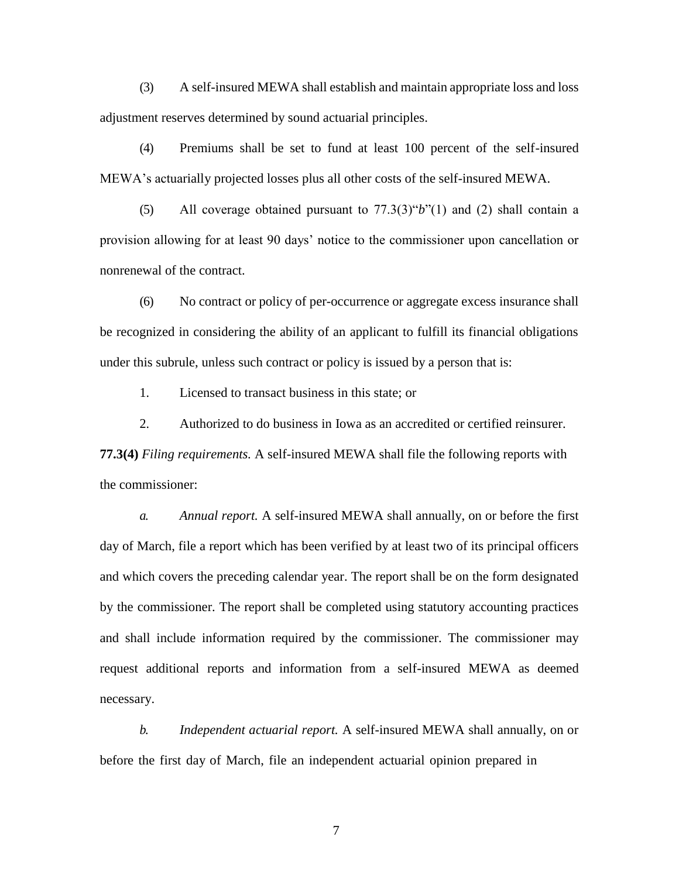(3) A self-insured MEWA shall establish and maintain appropriate loss and loss adjustment reserves determined by sound actuarial principles.

(4) Premiums shall be set to fund at least 100 percent of the self-insured MEWA's actuarially projected losses plus all other costs of the self-insured MEWA.

(5) All coverage obtained pursuant to 77.3(3)"*b*"(1) and (2) shall contain a provision allowing for at least 90 days' notice to the commissioner upon cancellation or nonrenewal of the contract.

(6) No contract or policy of per-occurrence or aggregate excess insurance shall be recognized in considering the ability of an applicant to fulfill its financial obligations under this subrule, unless such contract or policy is issued by a person that is:

1. Licensed to transact business in this state; or

2. Authorized to do business in Iowa as an accredited or certified reinsurer.

**77.3(4)** *Filing requirements.* A self-insured MEWA shall file the following reports with the commissioner:

*a.* *Annual report.* A self-insured MEWA shall annually, on or before the first day of March, file a report which has been verified by at least two of its principal officers and which covers the preceding calendar year. The report shall be on the form designated by the commissioner. The report shall be completed using statutory accounting practices and shall include information required by the commissioner. The commissioner may request additional reports and information from a self-insured MEWA as deemed necessary.

*b.* *Independent actuarial report.* A self-insured MEWA shall annually, on or before the first day of March, file an independent actuarial opinion prepared in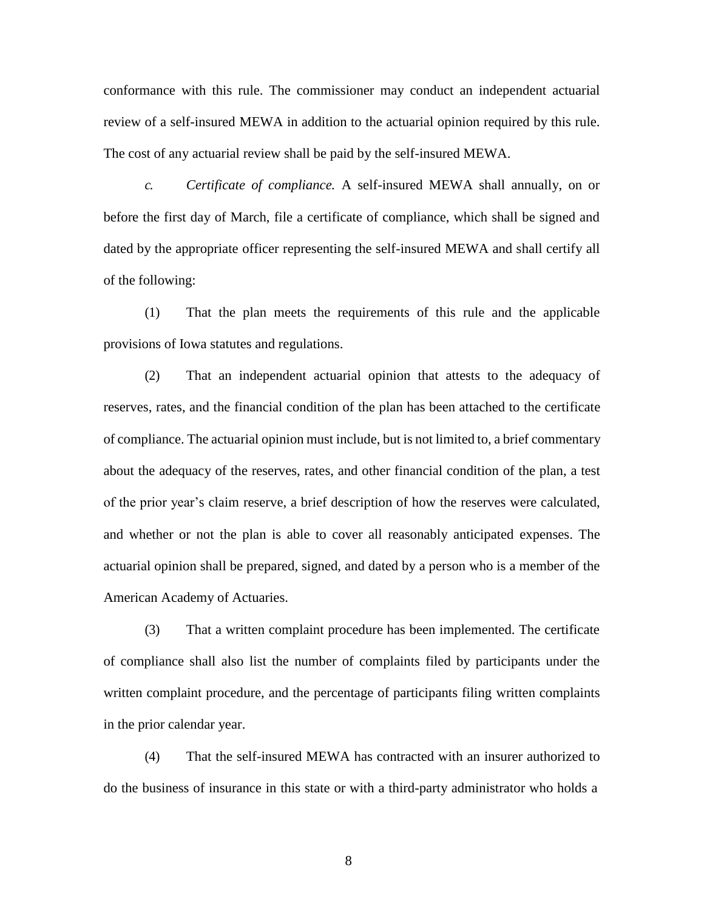conformance with this rule. The commissioner may conduct an independent actuarial review of a self-insured MEWA in addition to the actuarial opinion required by this rule. The cost of any actuarial review shall be paid by the self-insured MEWA.

*c.* *Certificate of compliance.* A self-insured MEWA shall annually, on or before the first day of March, file a certificate of compliance, which shall be signed and dated by the appropriate officer representing the self-insured MEWA and shall certify all of the following:

(1) That the plan meets the requirements of this rule and the applicable provisions of Iowa statutes and regulations.

(2) That an independent actuarial opinion that attests to the adequacy of reserves, rates, and the financial condition of the plan has been attached to the certificate of compliance. The actuarial opinion must include, but is not limited to, a brief commentary about the adequacy of the reserves, rates, and other financial condition of the plan, a test of the prior year's claim reserve, a brief description of how the reserves were calculated, and whether or not the plan is able to cover all reasonably anticipated expenses. The actuarial opinion shall be prepared, signed, and dated by a person who is a member of the American Academy of Actuaries.

(3) That a written complaint procedure has been implemented. The certificate of compliance shall also list the number of complaints filed by participants under the written complaint procedure, and the percentage of participants filing written complaints in the prior calendar year.

(4) That the self-insured MEWA has contracted with an insurer authorized to do the business of insurance in this state or with a third-party administrator who holds a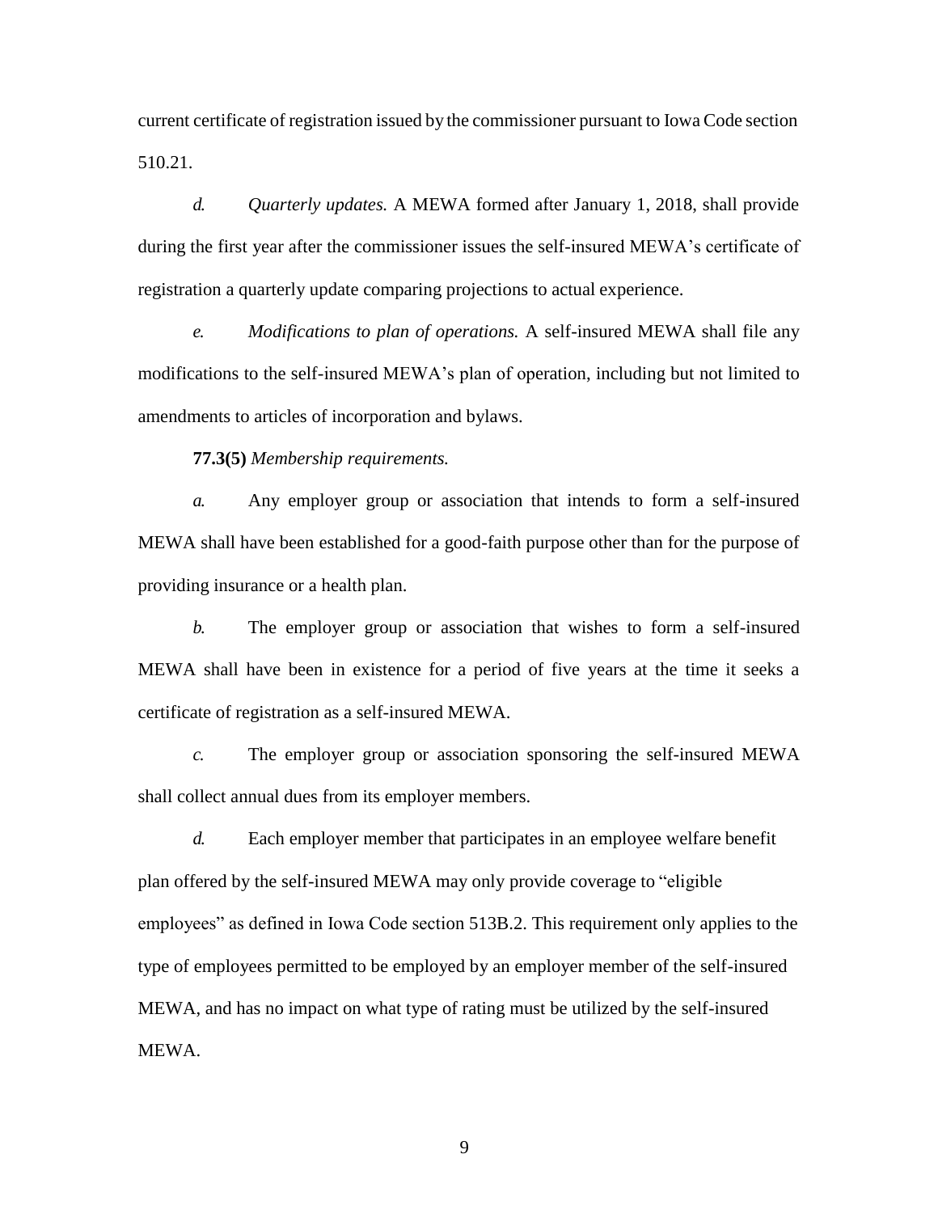current certificate of registration issued by the commissioner pursuant to Iowa Code section 510.21.

*d.* *Quarterly updates.* A MEWA formed after January 1, 2018, shall provide during the first year after the commissioner issues the self-insured MEWA's certificate of registration a quarterly update comparing projections to actual experience.

*e.* *Modifications to plan of operations.* A self-insured MEWA shall file any modifications to the self-insured MEWA's plan of operation, including but not limited to amendments to articles of incorporation and bylaws.

**77.3(5)** *Membership requirements.*

*a.* Any employer group or association that intends to form a self-insured MEWA shall have been established for a good-faith purpose other than for the purpose of providing insurance or a health plan.

*b.* The employer group or association that wishes to form a self-insured MEWA shall have been in existence for a period of five years at the time it seeks a certificate of registration as a self-insured MEWA.

*c.* The employer group or association sponsoring the self-insured MEWA shall collect annual dues from its employer members.

*d.* Each employer member that participates in an employee welfare benefit plan offered by the self-insured MEWA may only provide coverage to "eligible employees" as defined in Iowa Code section 513B.2. This requirement only applies to the type of employees permitted to be employed by an employer member of the self-insured MEWA, and has no impact on what type of rating must be utilized by the self-insured MEWA.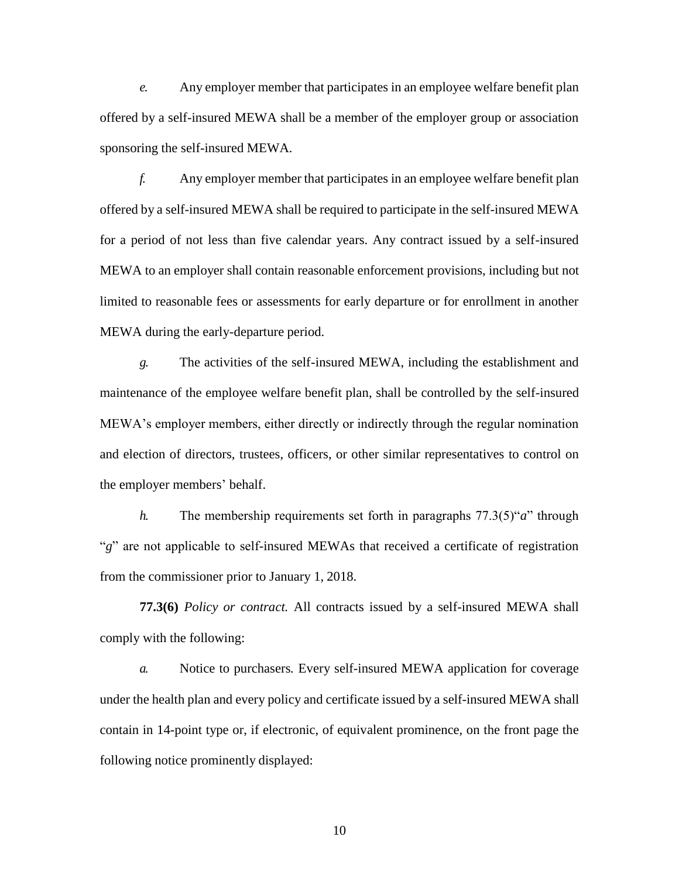*e.* Any employer member that participates in an employee welfare benefit plan offered by a self-insured MEWA shall be a member of the employer group or association sponsoring the self-insured MEWA.

*f.* Any employer member that participates in an employee welfare benefit plan offered by a self-insured MEWA shall be required to participate in the self-insured MEWA for a period of not less than five calendar years. Any contract issued by a self-insured MEWA to an employer shall contain reasonable enforcement provisions, including but not limited to reasonable fees or assessments for early departure or for enrollment in another MEWA during the early-departure period.

*g.* The activities of the self-insured MEWA, including the establishment and maintenance of the employee welfare benefit plan, shall be controlled by the self-insured MEWA's employer members, either directly or indirectly through the regular nomination and election of directors, trustees, officers, or other similar representatives to control on the employer members' behalf.

*h.* The membership requirements set forth in paragraphs 77.3(5)"*a*" through "*g*" are not applicable to self-insured MEWAs that received a certificate of registration from the commissioner prior to January 1, 2018.

**77.3(6)** *Policy or contract.* All contracts issued by a self-insured MEWA shall comply with the following:

*a.* Notice to purchasers. Every self-insured MEWA application for coverage under the health plan and every policy and certificate issued by a self-insured MEWA shall contain in 14-point type or, if electronic, of equivalent prominence, on the front page the following notice prominently displayed: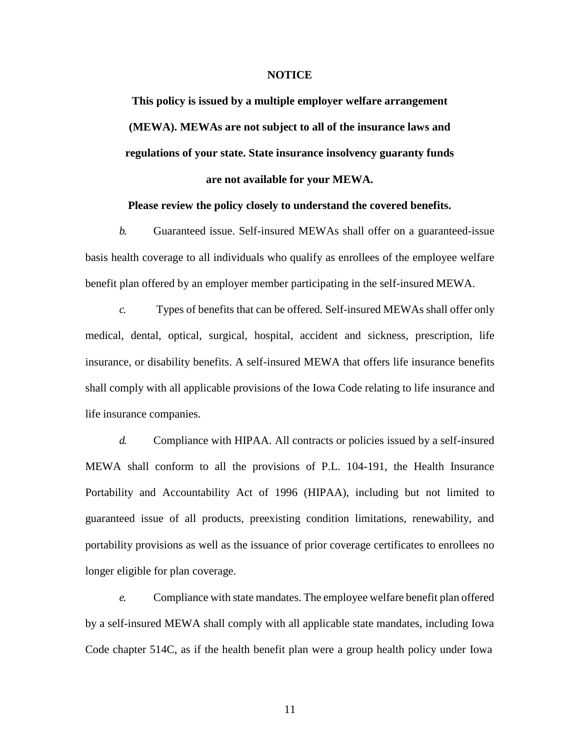**NOTICE**

**This policy is issued by a multiple employer welfare arrangement (MEWA). MEWAs are not subject to all of the insurance laws and regulations of your state. State insurance insolvency guaranty funds are not available for your MEWA.**

**Please review the policy closely to understand the covered benefits.**

*b.* Guaranteed issue. Self-insured MEWAs shall offer on a guaranteed-issue basis health coverage to all individuals who qualify as enrollees of the employee welfare benefit plan offered by an employer member participating in the self-insured MEWA.

*c.* Types of benefits that can be offered. Self-insured MEWAs shall offer only medical, dental, optical, surgical, hospital, accident and sickness, prescription, life insurance, or disability benefits. A self-insured MEWA that offers life insurance benefits shall comply with all applicable provisions of the Iowa Code relating to life insurance and life insurance companies.

*d.* Compliance with HIPAA. All contracts or policies issued by a self-insured MEWA shall conform to all the provisions of P.L. 104-191, the Health Insurance Portability and Accountability Act of 1996 (HIPAA), including but not limited to guaranteed issue of all products, preexisting condition limitations, renewability, and portability provisions as well as the issuance of prior coverage certificates to enrollees no longer eligible for plan coverage.

*e.* Compliance with state mandates. The employee welfare benefit plan offered by a self-insured MEWA shall comply with all applicable state mandates, including Iowa Code chapter 514C, as if the health benefit plan were a group health policy under Iowa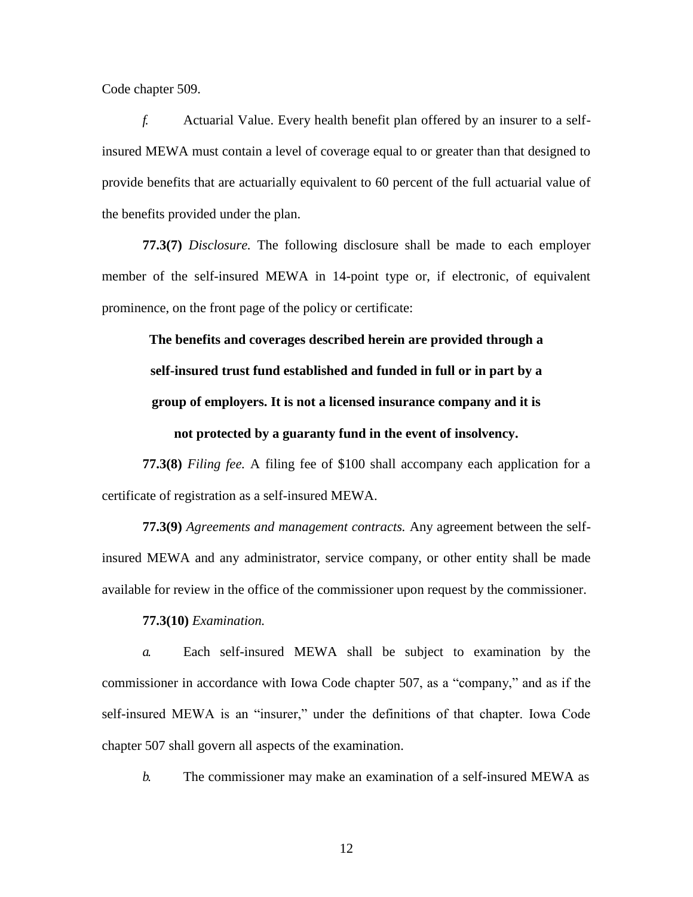Code chapter 509.

*f.* Actuarial Value. Every health benefit plan offered by an insurer to a self-insured MEWA must contain a level of coverage equal to or greater than that designed to provide benefits that are actuarially equivalent to 60 percent of the full actuarial value of the benefits provided under the plan.

**77.3(7)** *Disclosure.* The following disclosure shall be made to each employer member of the self-insured MEWA in 14-point type or, if electronic, of equivalent prominence, on the front page of the policy or certificate:

**The benefits and coverages described herein are provided through a self-insured trust fund established and funded in full or in part by a group of employers. It is not a licensed insurance company and it is not protected by a guaranty fund in the event of insolvency.**

**77.3(8)** *Filing fee.* A filing fee of $100 shall accompany each application for a certificate of registration as a self-insured MEWA.

**77.3(9)** *Agreements and management contracts.* Any agreement between the self-insured MEWA and any administrator, service company, or other entity shall be made available for review in the office of the commissioner upon request by the commissioner.

**77.3(10)** *Examination.*

*a.* Each self-insured MEWA shall be subject to examination by the commissioner in accordance with Iowa Code chapter 507, as a "company," and as if the self-insured MEWA is an "insurer," under the definitions of that chapter. Iowa Code chapter 507 shall govern all aspects of the examination.

*b.* The commissioner may make an examination of a self-insured MEWA as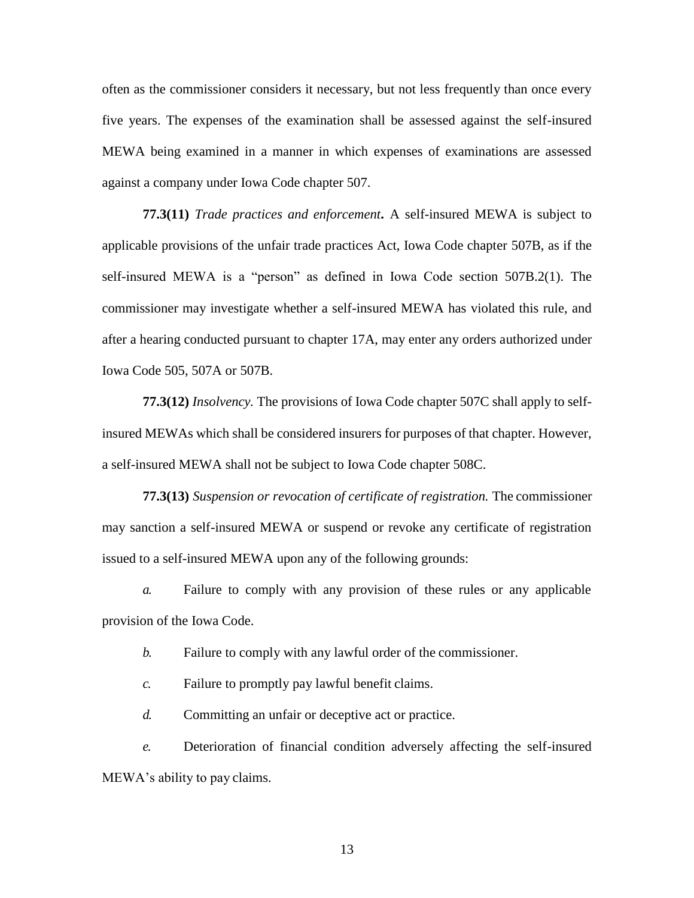often as the commissioner considers it necessary, but not less frequently than once every five years. The expenses of the examination shall be assessed against the self-insured MEWA being examined in a manner in which expenses of examinations are assessed against a company under Iowa Code chapter 507.

**77.3(11)** *Trade practices and enforcement***.** A self-insured MEWA is subject to applicable provisions of the unfair trade practices Act, Iowa Code chapter 507B, as if the self-insured MEWA is a "person" as defined in Iowa Code section 507B.2(1). The commissioner may investigate whether a self-insured MEWA has violated this rule, and after a hearing conducted pursuant to chapter 17A, may enter any orders authorized under Iowa Code 505, 507A or 507B.

**77.3(12)** *Insolvency.* The provisions of Iowa Code chapter 507C shall apply to self-insured MEWAs which shall be considered insurers for purposes of that chapter. However, a self-insured MEWA shall not be subject to Iowa Code chapter 508C.

**77.3(13)** *Suspension or revocation of certificate of registration.* The commissioner may sanction a self-insured MEWA or suspend or revoke any certificate of registration issued to a self-insured MEWA upon any of the following grounds:

*a.* Failure to comply with any provision of these rules or any applicable provision of the Iowa Code.

*b.* Failure to comply with any lawful order of the commissioner.

*c.* Failure to promptly pay lawful benefit claims.

*d.* Committing an unfair or deceptive act or practice.

*e.* Deterioration of financial condition adversely affecting the self-insured MEWA's ability to pay claims.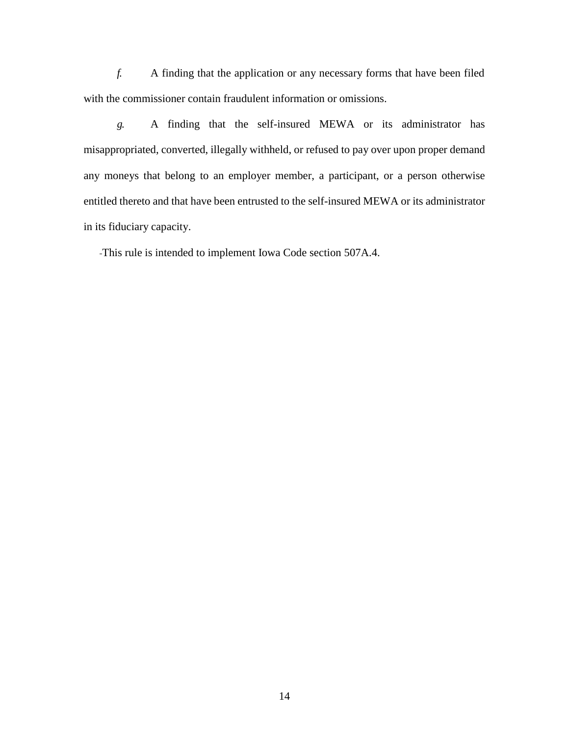*f.* A finding that the application or any necessary forms that have been filed with the commissioner contain fraudulent information or omissions.

*g.* A finding that the self-insured MEWA or its administrator has misappropriated, converted, illegally withheld, or refused to pay over upon proper demand any moneys that belong to an employer member, a participant, or a person otherwise entitled thereto and that have been entrusted to the self-insured MEWA or its administrator in its fiduciary capacity.

This rule is intended to implement Iowa Code section 507A.4.